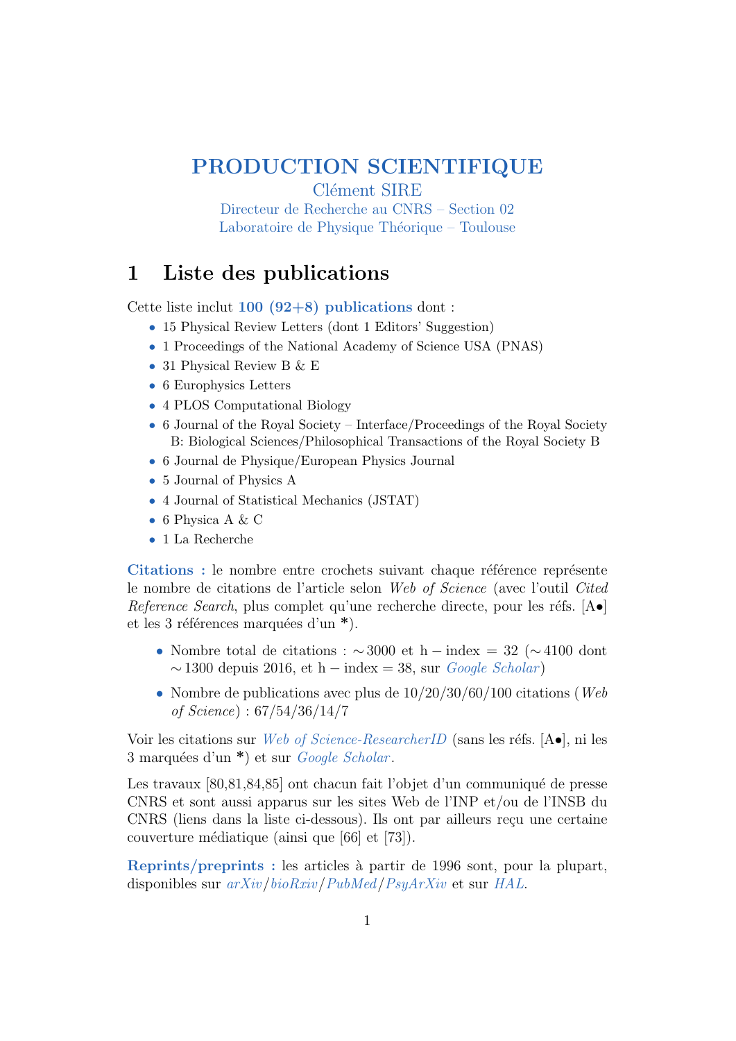# PRODUCTION SCIENTIFIQUE

Clément SIRE

Directeur de Recherche au CNRS – Section 02

Laboratoire de Physique Théorique – Toulouse

## 1 Liste des publications

Cette liste inclut **100 (92+8) publications** dont :

- 15 Physical Review Letters (dont 1 Editors' Suggestion)
- 1 Proceedings of the National Academy of Science USA (PNAS)
- 31 Physical Review B & E
- 6 Europhysics Letters
- 4 PLOS Computational Biology
- 6 Journal of the Royal Society – Interface/Proceedings of the Royal Society B: Biological Sciences/Philosophical Transactions of the Royal Society B
- 6 Journal de Physique/European Physics Journal
- 5 Journal of Physics A
- 4 Journal of Statistical Mechanics (JSTAT)
- 6 Physica A & C
- 1 La Recherche

**Citations :** le nombre entre crochets suivant chaque référence représente le nombre de citations de l'article selon *Web of Science* (avec l'outil *Cited Reference Search*, plus complet qu'une recherche directe, pour les réfs. [A•] et les 3 références marquées d'un *).

- Nombre total de citations : $\sim$3000 et $\mathrm{h-index} = 32$ ($\sim$4100 dont $\sim$1300 depuis 2016, et $\mathrm{h-index} = 38$, sur *Google Scholar*)
- Nombre de publications avec plus de 10/20/30/60/100 citations (*Web of Science*) : 67/54/36/14/7

Voir les citations sur *Web of Science-ResearcherID* (sans les réfs. [A•], ni les 3 marquées d'un *) et sur *Google Scholar*.

Les travaux [80,81,84,85] ont chacun fait l'objet d'un communiqué de presse CNRS et sont aussi apparus sur les sites Web de l'INP et/ou de l'INSB du CNRS (liens dans la liste ci-dessous). Ils ont par ailleurs reçu une certaine couverture médiatique (ainsi que [66] et [73]).

**Reprints/preprints :** les articles à partir de 1996 sont, pour la plupart, disponibles sur *arXiv*/*bioRxiv*/*PubMed*/*PsyArXiv* et sur *HAL*.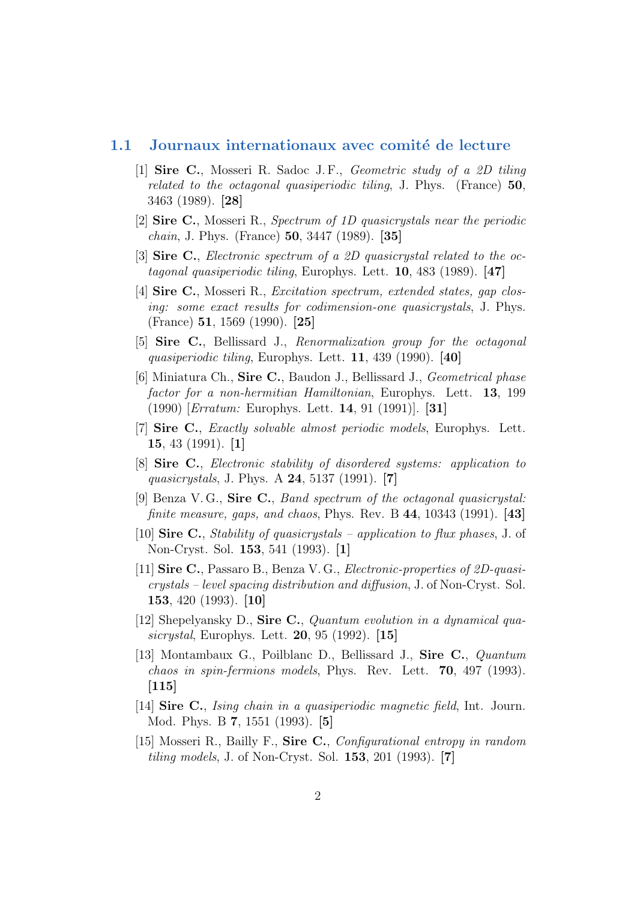## 1.1 Journaux internationaux avec comité de lecture

[1] **Sire C.**, Mosseri R. Sadoc J.F., *Geometric study of a 2D tiling related to the octagonal quasiperiodic tiling*, J. Phys. (France) **50**, 3463 (1989). **[28]**

[2] **Sire C.**, Mosseri R., *Spectrum of 1D quasicrystals near the periodic chain*, J. Phys. (France) **50**, 3447 (1989). **[35]**

[3] **Sire C.**, *Electronic spectrum of a 2D quasicrystal related to the octagonal quasiperiodic tiling*, Europhys. Lett. **10**, 483 (1989). **[47]**

[4] **Sire C.**, Mosseri R., *Excitation spectrum, extended states, gap closing: some exact results for codimension-one quasicrystals*, J. Phys. (France) **51**, 1569 (1990). **[25]**

[5] **Sire C.**, Bellissard J., *Renormalization group for the octagonal quasiperiodic tiling*, Europhys. Lett. **11**, 439 (1990). **[40]**

[6] Miniatura Ch., **Sire C.**, Baudon J., Bellissard J., *Geometrical phase factor for a non-hermitian Hamiltonian*, Europhys. Lett. **13**, 199 (1990) [*Erratum:* Europhys. Lett. **14**, 91 (1991)]. **[31]**

[7] **Sire C.**, *Exactly solvable almost periodic models*, Europhys. Lett. **15**, 43 (1991). **[1]**

[8] **Sire C.**, *Electronic stability of disordered systems: application to quasicrystals*, J. Phys. A **24**, 5137 (1991). **[7]**

[9] Benza V. G., **Sire C.**, *Band spectrum of the octagonal quasicrystal: finite measure, gaps, and chaos*, Phys. Rev. B **44**, 10343 (1991). **[43]**

[10] **Sire C.**, *Stability of quasicrystals – application to flux phases*, J. of Non-Cryst. Sol. **153**, 541 (1993). **[1]**

[11] **Sire C.**, Passaro B., Benza V. G., *Electronic-properties of 2D-quasicrystals – level spacing distribution and diffusion*, J. of Non-Cryst. Sol. **153**, 420 (1993). **[10]**

[12] Shepelyansky D., **Sire C.**, *Quantum evolution in a dynamical quasicrystal*, Europhys. Lett. **20**, 95 (1992). **[15]**

[13] Montambaux G., Poilblanc D., Bellissard J., **Sire C.**, *Quantum chaos in spin-fermions models*, Phys. Rev. Lett. **70**, 497 (1993). **[115]**

[14] **Sire C.**, *Ising chain in a quasiperiodic magnetic field*, Int. Journ. Mod. Phys. B **7**, 1551 (1993). **[5]**

[15] Mosseri R., Bailly F., **Sire C.**, *Configurational entropy in random tiling models*, J. of Non-Cryst. Sol. **153**, 201 (1993). **[7]**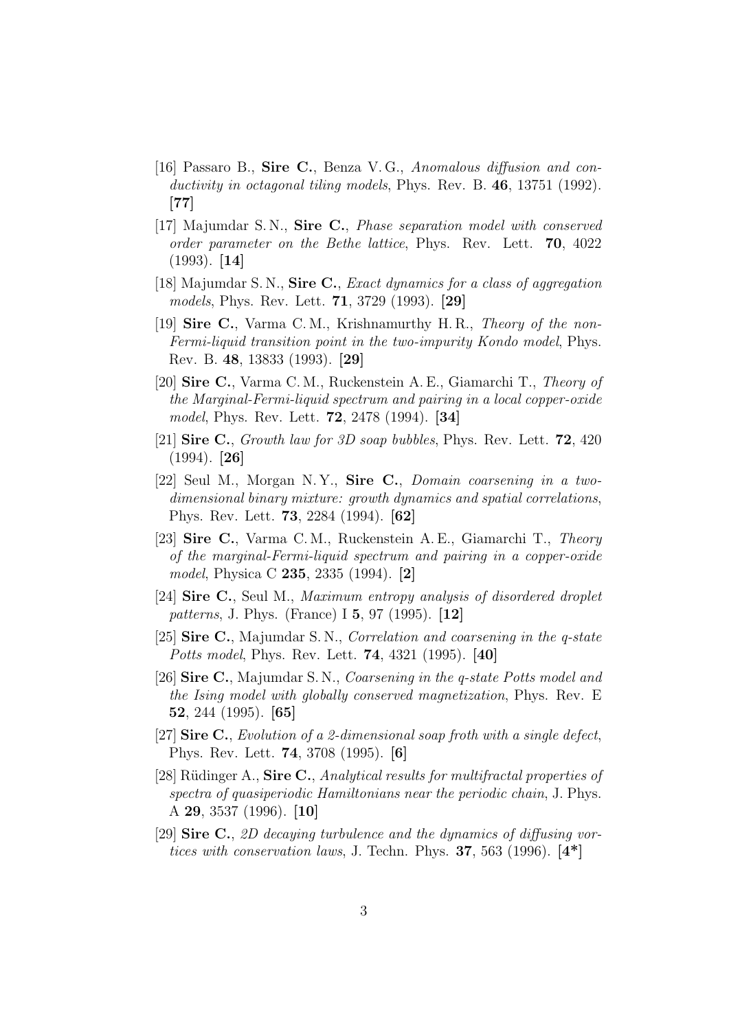[16] Passaro B., **Sire C.**, Benza V. G., *Anomalous diffusion and conductivity in octagonal tiling models*, Phys. Rev. B. **46**, 13751 (1992). [**77**]

[17] Majumdar S. N., **Sire C.**, *Phase separation model with conserved order parameter on the Bethe lattice*, Phys. Rev. Lett. **70**, 4022 (1993). [**14**]

[18] Majumdar S. N., **Sire C.**, *Exact dynamics for a class of aggregation models*, Phys. Rev. Lett. **71**, 3729 (1993). [**29**]

[19] **Sire C.**, Varma C. M., Krishnamurthy H. R., *Theory of the non-Fermi-liquid transition point in the two-impurity Kondo model*, Phys. Rev. B. **48**, 13833 (1993). [**29**]

[20] **Sire C.**, Varma C. M., Ruckenstein A. E., Giamarchi T., *Theory of the Marginal-Fermi-liquid spectrum and pairing in a local copper-oxide model*, Phys. Rev. Lett. **72**, 2478 (1994). [**34**]

[21] **Sire C.**, *Growth law for 3D soap bubbles*, Phys. Rev. Lett. **72**, 420 (1994). [**26**]

[22] Seul M., Morgan N. Y., **Sire C.**, *Domain coarsening in a two-dimensional binary mixture: growth dynamics and spatial correlations*, Phys. Rev. Lett. **73**, 2284 (1994). [**62**]

[23] **Sire C.**, Varma C. M., Ruckenstein A. E., Giamarchi T., *Theory of the marginal-Fermi-liquid spectrum and pairing in a copper-oxide model*, Physica C **235**, 2335 (1994). [**2**]

[24] **Sire C.**, Seul M., *Maximum entropy analysis of disordered droplet patterns*, J. Phys. (France) I **5**, 97 (1995). [**12**]

[25] **Sire C.**, Majumdar S. N., *Correlation and coarsening in the q-state Potts model*, Phys. Rev. Lett. **74**, 4321 (1995). [**40**]

[26] **Sire C.**, Majumdar S. N., *Coarsening in the q-state Potts model and the Ising model with globally conserved magnetization*, Phys. Rev. E **52**, 244 (1995). [**65**]

[27] **Sire C.**, *Evolution of a 2-dimensional soap froth with a single defect*, Phys. Rev. Lett. **74**, 3708 (1995). [**6**]

[28] Rüdinger A., **Sire C.**, *Analytical results for multifractal properties of spectra of quasiperiodic Hamiltonians near the periodic chain*, J. Phys. A **29**, 3537 (1996). [**10**]

[29] **Sire C.**, *2D decaying turbulence and the dynamics of diffusing vortices with conservation laws*, J. Techn. Phys. **37**, 563 (1996). [**4***]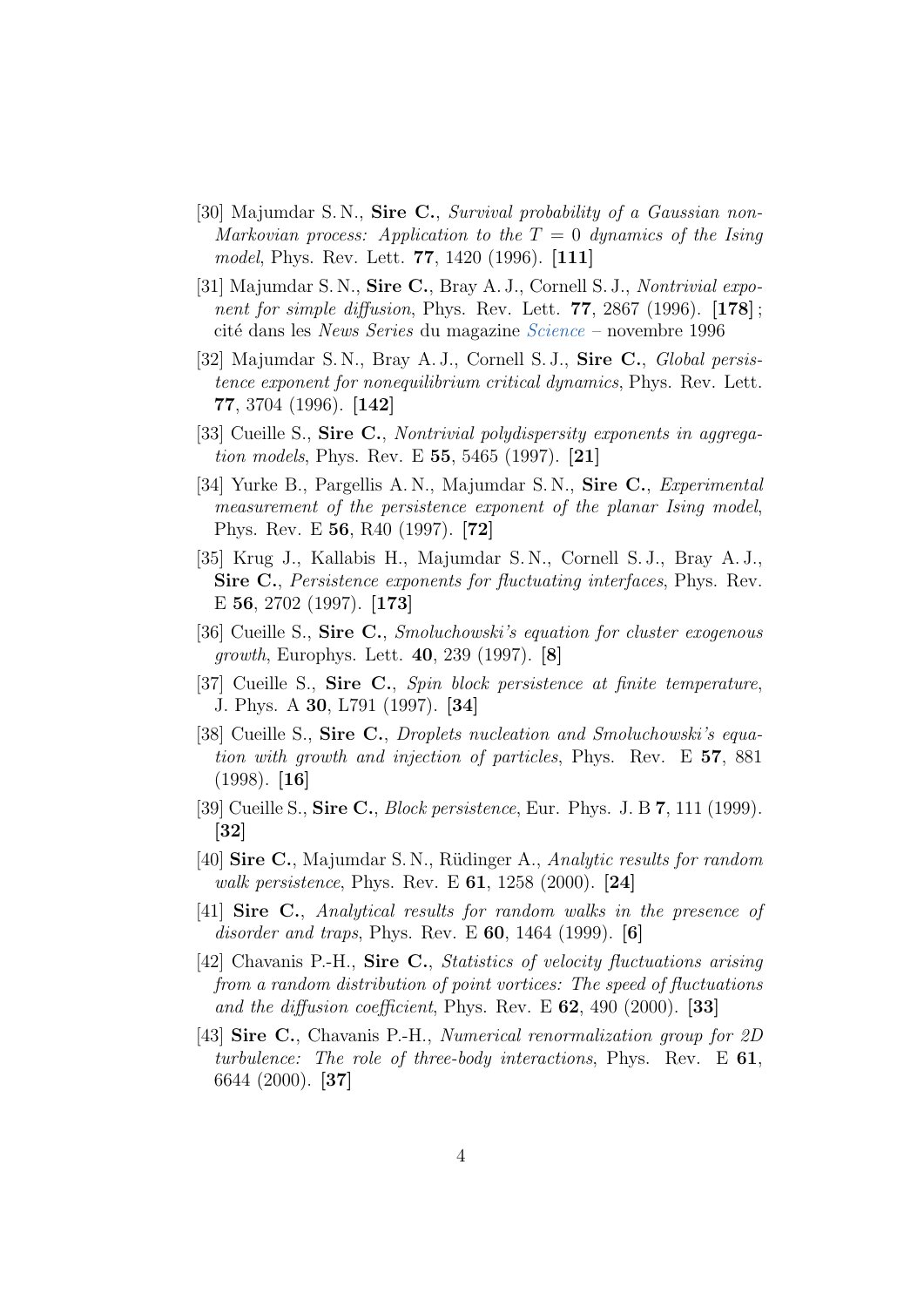[30] Majumdar S. N., **Sire C.**, *Survival probability of a Gaussian non-Markovian process: Application to the $T = 0$ dynamics of the Ising model*, Phys. Rev. Lett. **77**, 1420 (1996). **[111]**

[31] Majumdar S. N., **Sire C.**, Bray A. J., Cornell S. J., *Nontrivial exponent for simple diffusion*, Phys. Rev. Lett. **77**, 2867 (1996). **[178]** ; cité dans les *News Series* du magazine *Science* – novembre 1996

[32] Majumdar S. N., Bray A. J., Cornell S. J., **Sire C.**, *Global persistence exponent for nonequilibrium critical dynamics*, Phys. Rev. Lett. **77**, 3704 (1996). **[142]**

[33] Cueille S., **Sire C.**, *Nontrivial polydispersity exponents in aggregation models*, Phys. Rev. E **55**, 5465 (1997). **[21]**

[34] Yurke B., Pargellis A. N., Majumdar S. N., **Sire C.**, *Experimental measurement of the persistence exponent of the planar Ising model*, Phys. Rev. E **56**, R40 (1997). **[72]**

[35] Krug J., Kallabis H., Majumdar S. N., Cornell S. J., Bray A. J., **Sire C.**, *Persistence exponents for fluctuating interfaces*, Phys. Rev. E **56**, 2702 (1997). **[173]**

[36] Cueille S., **Sire C.**, *Smoluchowski's equation for cluster exogenous growth*, Europhys. Lett. **40**, 239 (1997). **[8]**

[37] Cueille S., **Sire C.**, *Spin block persistence at finite temperature*, J. Phys. A **30**, L791 (1997). **[34]**

[38] Cueille S., **Sire C.**, *Droplets nucleation and Smoluchowski's equation with growth and injection of particles*, Phys. Rev. E **57**, 881 (1998). **[16]**

[39] Cueille S., **Sire C.**, *Block persistence*, Eur. Phys. J. B **7**, 111 (1999). **[32]**

[40] **Sire C.**, Majumdar S. N., Rüdinger A., *Analytic results for random walk persistence*, Phys. Rev. E **61**, 1258 (2000). **[24]**

[41] **Sire C.**, *Analytical results for random walks in the presence of disorder and traps*, Phys. Rev. E **60**, 1464 (1999). **[6]**

[42] Chavanis P.-H., **Sire C.**, *Statistics of velocity fluctuations arising from a random distribution of point vortices: The speed of fluctuations and the diffusion coefficient*, Phys. Rev. E **62**, 490 (2000). **[33]**

[43] **Sire C.**, Chavanis P.-H., *Numerical renormalization group for 2D turbulence: The role of three-body interactions*, Phys. Rev. E **61**, 6644 (2000). **[37]**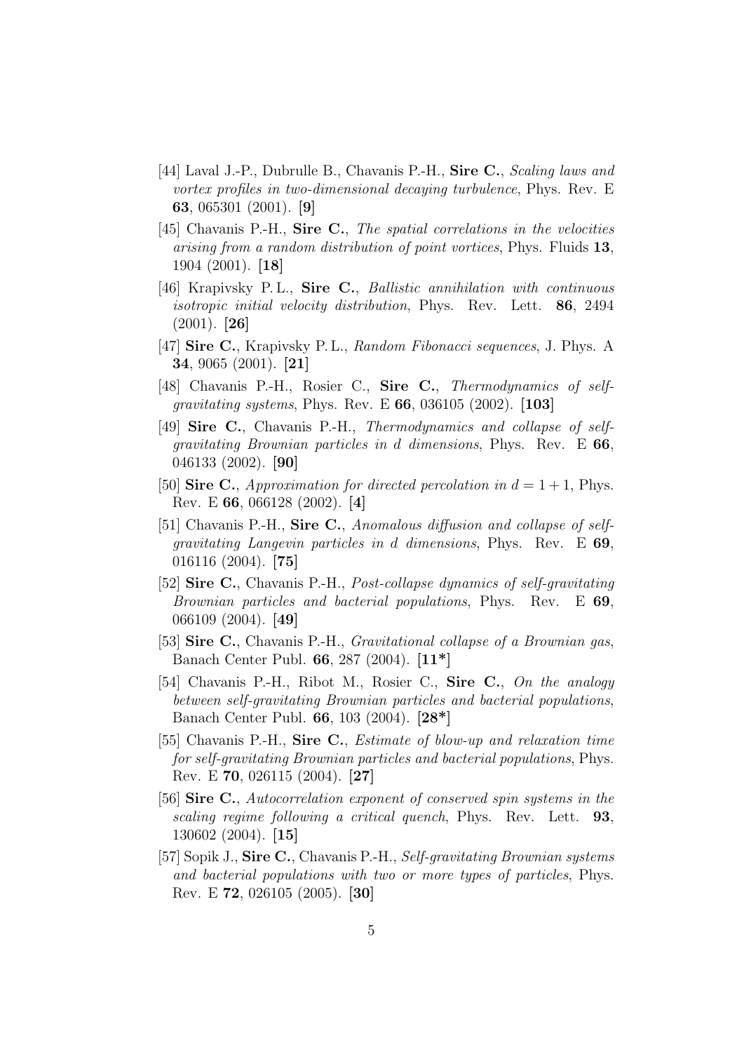[44] Laval J.-P., Dubrulle B., Chavanis P.-H., **Sire C.**, *Scaling laws and vortex profiles in two-dimensional decaying turbulence*, Phys. Rev. E **63**, 065301 (2001). [**9**]

[45] Chavanis P.-H., **Sire C.**, *The spatial correlations in the velocities arising from a random distribution of point vortices*, Phys. Fluids **13**, 1904 (2001). [**18**]

[46] Krapivsky P. L., **Sire C.**, *Ballistic annihilation with continuous isotropic initial velocity distribution*, Phys. Rev. Lett. **86**, 2494 (2001). [**26**]

[47] **Sire C.**, Krapivsky P. L., *Random Fibonacci sequences*, J. Phys. A **34**, 9065 (2001). [**21**]

[48] Chavanis P.-H., Rosier C., **Sire C.**, *Thermodynamics of self-gravitating systems*, Phys. Rev. E **66**, 036105 (2002). [**103**]

[49] **Sire C.**, Chavanis P.-H., *Thermodynamics and collapse of self-gravitating Brownian particles in d dimensions*, Phys. Rev. E **66**, 046133 (2002). [**90**]

[50] **Sire C.**, *Approximation for directed percolation in $d = 1 + 1$*, Phys. Rev. E **66**, 066128 (2002). [**4**]

[51] Chavanis P.-H., **Sire C.**, *Anomalous diffusion and collapse of self-gravitating Langevin particles in d dimensions*, Phys. Rev. E **69**, 016116 (2004). [**75**]

[52] **Sire C.**, Chavanis P.-H., *Post-collapse dynamics of self-gravitating Brownian particles and bacterial populations*, Phys. Rev. E **69**, 066109 (2004). [**49**]

[53] **Sire C.**, Chavanis P.-H., *Gravitational collapse of a Brownian gas*, Banach Center Publ. **66**, 287 (2004). [**11***]

[54] Chavanis P.-H., Ribot M., Rosier C., **Sire C.**, *On the analogy between self-gravitating Brownian particles and bacterial populations*, Banach Center Publ. **66**, 103 (2004). [**28***]

[55] Chavanis P.-H., **Sire C.**, *Estimate of blow-up and relaxation time for self-gravitating Brownian particles and bacterial populations*, Phys. Rev. E **70**, 026115 (2004). [**27**]

[56] **Sire C.**, *Autocorrelation exponent of conserved spin systems in the scaling regime following a critical quench*, Phys. Rev. Lett. **93**, 130602 (2004). [**15**]

[57] Sopik J., **Sire C.**, Chavanis P.-H., *Self-gravitating Brownian systems and bacterial populations with two or more types of particles*, Phys. Rev. E **72**, 026105 (2005). [**30**]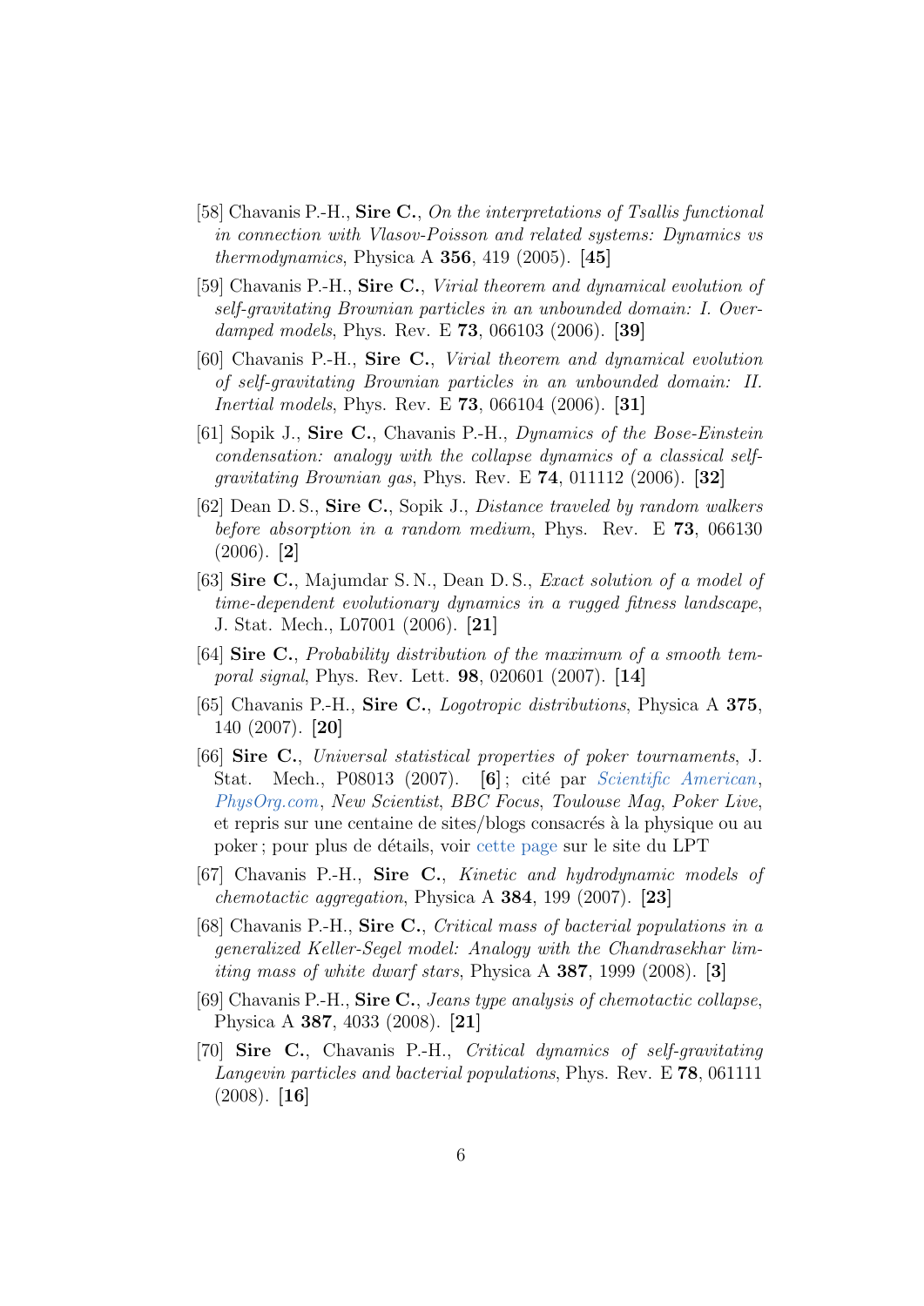[58] Chavanis P.-H., **Sire C.**, *On the interpretations of Tsallis functional in connection with Vlasov-Poisson and related systems: Dynamics vs thermodynamics*, Physica A **356**, 419 (2005). **[45]**

[59] Chavanis P.-H., **Sire C.**, *Virial theorem and dynamical evolution of self-gravitating Brownian particles in an unbounded domain: I. Overdamped models*, Phys. Rev. E **73**, 066103 (2006). **[39]**

[60] Chavanis P.-H., **Sire C.**, *Virial theorem and dynamical evolution of self-gravitating Brownian particles in an unbounded domain: II. Inertial models*, Phys. Rev. E **73**, 066104 (2006). **[31]**

[61] Sopik J., **Sire C.**, Chavanis P.-H., *Dynamics of the Bose-Einstein condensation: analogy with the collapse dynamics of a classical self-gravitating Brownian gas*, Phys. Rev. E **74**, 011112 (2006). **[32]**

[62] Dean D. S., **Sire C.**, Sopik J., *Distance traveled by random walkers before absorption in a random medium*, Phys. Rev. E **73**, 066130 (2006). **[2]**

[63] **Sire C.**, Majumdar S. N., Dean D. S., *Exact solution of a model of time-dependent evolutionary dynamics in a rugged fitness landscape*, J. Stat. Mech., L07001 (2006). **[21]**

[64] **Sire C.**, *Probability distribution of the maximum of a smooth temporal signal*, Phys. Rev. Lett. **98**, 020601 (2007). **[14]**

[65] Chavanis P.-H., **Sire C.**, *Logotropic distributions*, Physica A **375**, 140 (2007). **[20]**

[66] **Sire C.**, *Universal statistical properties of poker tournaments*, J. Stat. Mech., P08013 (2007). **[6]** ; cité par *Scientific American*, *PhysOrg.com*, *New Scientist*, *BBC Focus*, *Toulouse Mag*, *Poker Live*, et repris sur une centaine de sites/blogs consacrés à la physique ou au poker ; pour plus de détails, voir cette page sur le site du LPT

[67] Chavanis P.-H., **Sire C.**, *Kinetic and hydrodynamic models of chemotactic aggregation*, Physica A **384**, 199 (2007). **[23]**

[68] Chavanis P.-H., **Sire C.**, *Critical mass of bacterial populations in a generalized Keller-Segel model: Analogy with the Chandrasekhar limiting mass of white dwarf stars*, Physica A **387**, 1999 (2008). **[3]**

[69] Chavanis P.-H., **Sire C.**, *Jeans type analysis of chemotactic collapse*, Physica A **387**, 4033 (2008). **[21]**

[70] **Sire C.**, Chavanis P.-H., *Critical dynamics of self-gravitating Langevin particles and bacterial populations*, Phys. Rev. E **78**, 061111 (2008). **[16]**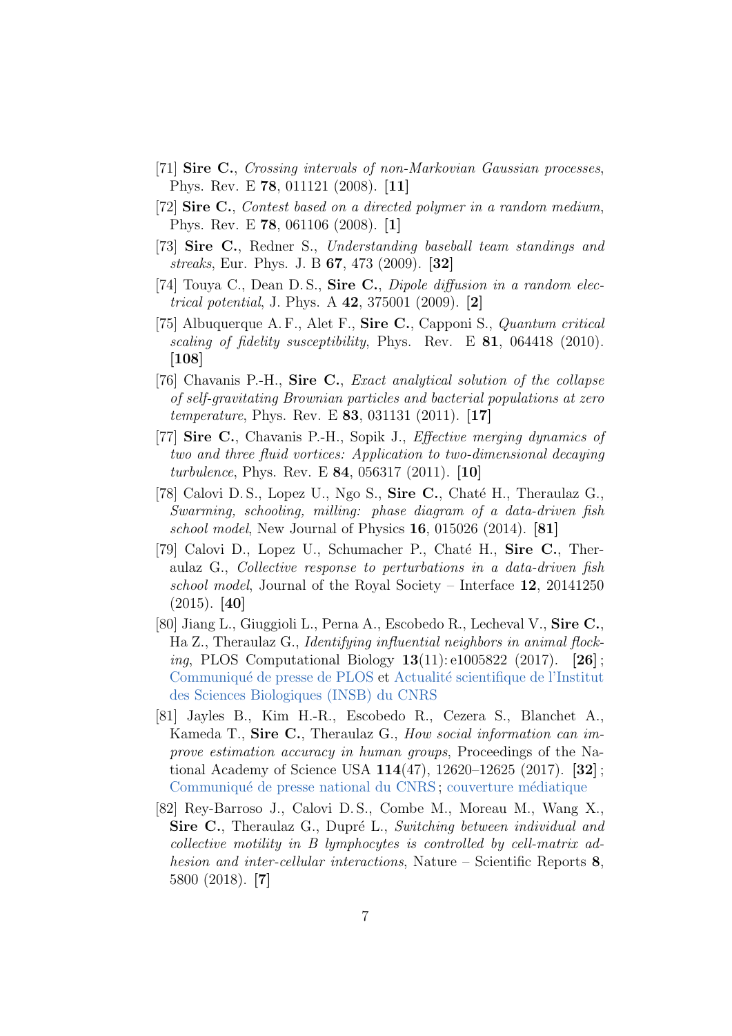[71] **Sire C.**, *Crossing intervals of non-Markovian Gaussian processes*, Phys. Rev. E **78**, 011121 (2008). **[11]**

[72] **Sire C.**, *Contest based on a directed polymer in a random medium*, Phys. Rev. E **78**, 061106 (2008). **[1]**

[73] **Sire C.**, Redner S., *Understanding baseball team standings and streaks*, Eur. Phys. J. B **67**, 473 (2009). **[32]**

[74] Touya C., Dean D. S., **Sire C.**, *Dipole diffusion in a random electrical potential*, J. Phys. A **42**, 375001 (2009). **[2]**

[75] Albuquerque A. F., Alet F., **Sire C.**, Capponi S., *Quantum critical scaling of fidelity susceptibility*, Phys. Rev. E **81**, 064418 (2010). **[108]**

[76] Chavanis P.-H., **Sire C.**, *Exact analytical solution of the collapse of self-gravitating Brownian particles and bacterial populations at zero temperature*, Phys. Rev. E **83**, 031131 (2011). **[17]**

[77] **Sire C.**, Chavanis P.-H., Sopik J., *Effective merging dynamics of two and three fluid vortices: Application to two-dimensional decaying turbulence*, Phys. Rev. E **84**, 056317 (2011). **[10]**

[78] Calovi D. S., Lopez U., Ngo S., **Sire C.**, Chaté H., Theraulaz G., *Swarming, schooling, milling: phase diagram of a data-driven fish school model*, New Journal of Physics **16**, 015026 (2014). **[81]**

[79] Calovi D., Lopez U., Schumacher P., Chaté H., **Sire C.**, Theraulaz G., *Collective response to perturbations in a data-driven fish school model*, Journal of the Royal Society – Interface **12**, 20141250 (2015). **[40]**

[80] Jiang L., Giuggioli L., Perna A., Escobedo R., Lecheval V., **Sire C.**, Ha Z., Theraulaz G., *Identifying influential neighbors in animal flocking*, PLOS Computational Biology **13**(11): e1005822 (2017). **[26]** ; Communiqué de presse de PLOS et Actualité scientifique de l'Institut des Sciences Biologiques (INSB) du CNRS

[81] Jayles B., Kim H.-R., Escobedo R., Cezera S., Blanchet A., Kameda T., **Sire C.**, Theraulaz G., *How social information can improve estimation accuracy in human groups*, Proceedings of the National Academy of Science USA **114**(47), 12620–12625 (2017). **[32]** ; Communiqué de presse national du CNRS ; couverture médiatique

[82] Rey-Barroso J., Calovi D. S., Combe M., Moreau M., Wang X., **Sire C.**, Theraulaz G., Dupré L., *Switching between individual and collective motility in B lymphocytes is controlled by cell-matrix adhesion and inter-cellular interactions*, Nature – Scientific Reports **8**, 5800 (2018). **[7]**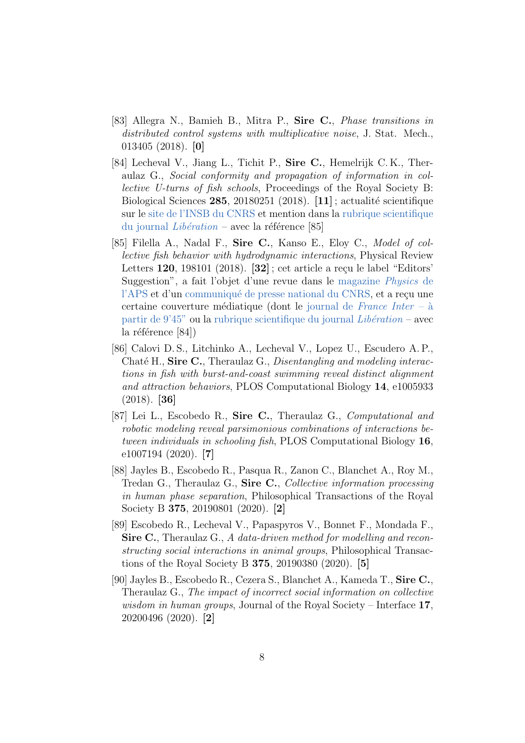[83] Allegra N., Bamieh B., Mitra P., **Sire C.**, *Phase transitions in distributed control systems with multiplicative noise*, J. Stat. Mech., 013405 (2018). **[0]**

[84] Lecheval V., Jiang L., Tichit P., **Sire C.**, Hemelrijk C. K., Theraulaz G., *Social conformity and propagation of information in collective U-turns of fish schools*, Proceedings of the Royal Society B: Biological Sciences **285**, 20180251 (2018). **[11]** ; actualité scientifique sur le site de l'INSB du CNRS et mention dans la rubrique scientifique du journal *Libération* – avec la référence [85]

[85] Filella A., Nadal F., **Sire C.**, Kanso E., Eloy C., *Model of collective fish behavior with hydrodynamic interactions*, Physical Review Letters **120**, 198101 (2018). **[32]** ; cet article a reçu le label "Editors' Suggestion", a fait l'objet d'une revue dans le magazine *Physics* de l'APS et d'un communiqué de presse national du CNRS, et a reçu une certaine couverture médiatique (dont le journal de *France Inter* – à partir de 9'45" ou la rubrique scientifique du journal *Libération* – avec la référence [84])

[86] Calovi D. S., Litchinko A., Lecheval V., Lopez U., Escudero A. P., Chaté H., **Sire C.**, Theraulaz G., *Disentangling and modeling interactions in fish with burst-and-coast swimming reveal distinct alignment and attraction behaviors*, PLOS Computational Biology **14**, e1005933 (2018). **[36]**

[87] Lei L., Escobedo R., **Sire C.**, Theraulaz G., *Computational and robotic modeling reveal parsimonious combinations of interactions between individuals in schooling fish*, PLOS Computational Biology **16**, e1007194 (2020). **[7]**

[88] Jayles B., Escobedo R., Pasqua R., Zanon C., Blanchet A., Roy M., Tredan G., Theraulaz G., **Sire C.**, *Collective information processing in human phase separation*, Philosophical Transactions of the Royal Society B **375**, 20190801 (2020). **[2]**

[89] Escobedo R., Lecheval V., Papaspyros V., Bonnet F., Mondada F., **Sire C.**, Theraulaz G., *A data-driven method for modelling and reconstructing social interactions in animal groups*, Philosophical Transactions of the Royal Society B **375**, 20190380 (2020). **[5]**

[90] Jayles B., Escobedo R., Cezera S., Blanchet A., Kameda T., **Sire C.**, Theraulaz G., *The impact of incorrect social information on collective wisdom in human groups*, Journal of the Royal Society – Interface **17**, 20200496 (2020). **[2]**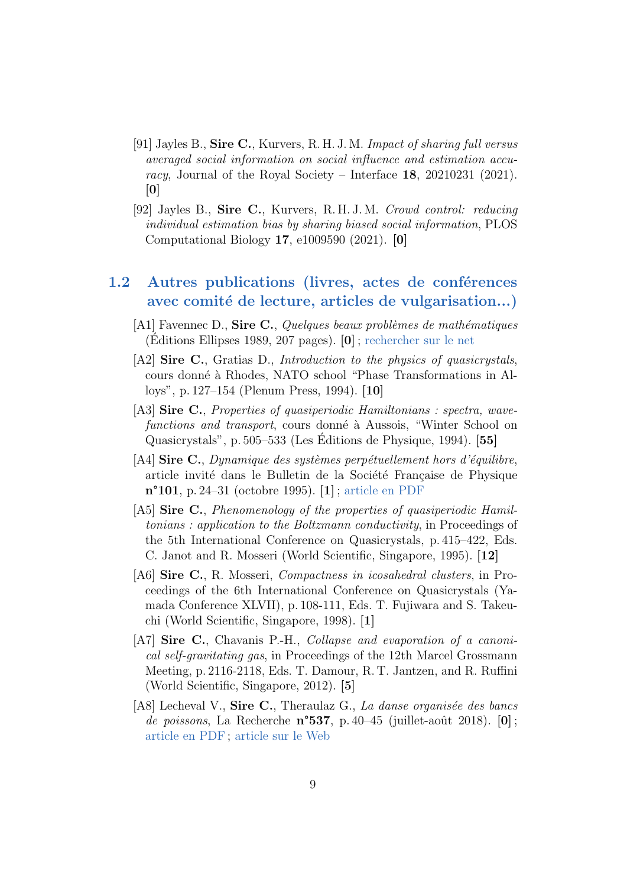[91] Jayles B., **Sire C.**, Kurvers, R. H. J. M. *Impact of sharing full versus averaged social information on social influence and estimation accuracy*, Journal of the Royal Society – Interface **18**, 20210231 (2021). **[0]**

[92] Jayles B., **Sire C.**, Kurvers, R. H. J. M. *Crowd control: reducing individual estimation bias by sharing biased social information*, PLOS Computational Biology **17**, e1009590 (2021). **[0]**

## 1.2 Autres publications (livres, actes de conférences avec comité de lecture, articles de vulgarisation...)

[A1] Favennec D., **Sire C.**, *Quelques beaux problèmes de mathématiques* (Éditions Ellipses 1989, 207 pages). **[0]** ; rechercher sur le net

[A2] **Sire C.**, Gratias D., *Introduction to the physics of quasicrystals*, cours donné à Rhodes, NATO school "Phase Transformations in Alloys", p. 127–154 (Plenum Press, 1994). **[10]**

[A3] **Sire C.**, *Properties of quasiperiodic Hamiltonians : spectra, wavefunctions and transport*, cours donné à Aussois, "Winter School on Quasicrystals", p. 505–533 (Les Éditions de Physique, 1994). **[55]**

[A4] **Sire C.**, *Dynamique des systèmes perpétuellement hors d'équilibre*, article invité dans le Bulletin de la Société Française de Physique **n°101**, p. 24–31 (octobre 1995). **[1]** ; article en PDF

[A5] **Sire C.**, *Phenomenology of the properties of quasiperiodic Hamiltonians : application to the Boltzmann conductivity*, in Proceedings of the 5th International Conference on Quasicrystals, p. 415–422, Eds. C. Janot and R. Mosseri (World Scientific, Singapore, 1995). **[12]**

[A6] **Sire C.**, R. Mosseri, *Compactness in icosahedral clusters*, in Proceedings of the 6th International Conference on Quasicrystals (Yamada Conference XLVII), p. 108-111, Eds. T. Fujiwara and S. Takeuchi (World Scientific, Singapore, 1998). **[1]**

[A7] **Sire C.**, Chavanis P.-H., *Collapse and evaporation of a canonical self-gravitating gas*, in Proceedings of the 12th Marcel Grossmann Meeting, p. 2116-2118, Eds. T. Damour, R. T. Jantzen, and R. Ruffini (World Scientific, Singapore, 2012). **[5]**

[A8] Lecheval V., **Sire C.**, Theraulaz G., *La danse organisée des bancs de poissons*, La Recherche **n°537**, p. 40–45 (juillet-août 2018). **[0]** ; article en PDF ; article sur le Web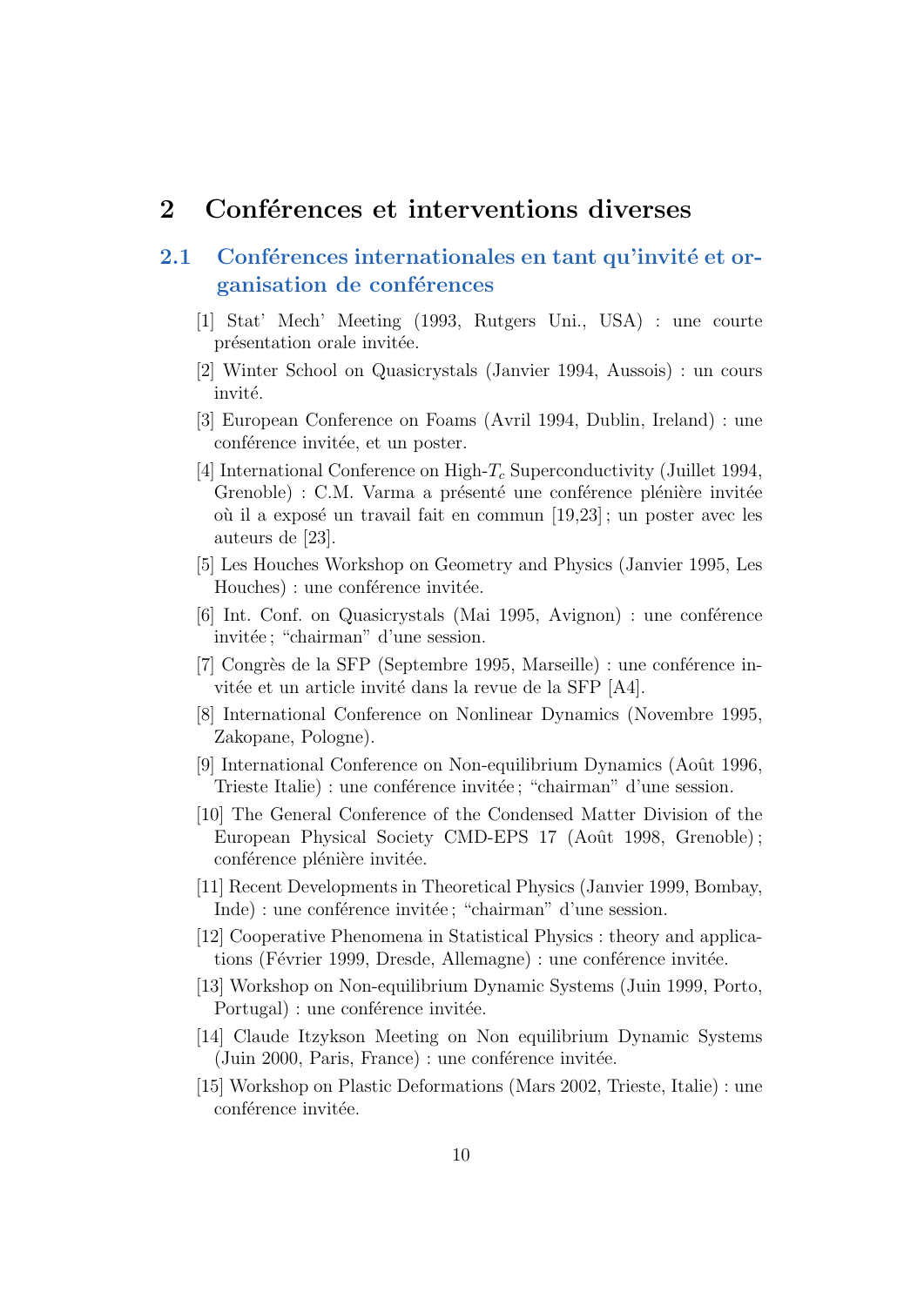# 2 Conférences et interventions diverses

## 2.1 Conférences internationales en tant qu'invité et organisation de conférences

[1] Stat' Mech' Meeting (1993, Rutgers Uni., USA) : une courte présentation orale invitée.

[2] Winter School on Quasicrystals (Janvier 1994, Aussois) : un cours invité.

[3] European Conference on Foams (Avril 1994, Dublin, Ireland) : une conférence invitée, et un poster.

[4] International Conference on High-$T_c$ Superconductivity (Juillet 1994, Grenoble) : C.M. Varma a présenté une conférence plénière invitée où il a exposé un travail fait en commun [19,23] ; un poster avec les auteurs de [23].

[5] Les Houches Workshop on Geometry and Physics (Janvier 1995, Les Houches) : une conférence invitée.

[6] Int. Conf. on Quasicrystals (Mai 1995, Avignon) : une conférence invitée ; "chairman" d'une session.

[7] Congrès de la SFP (Septembre 1995, Marseille) : une conférence invitée et un article invité dans la revue de la SFP [A4].

[8] International Conference on Nonlinear Dynamics (Novembre 1995, Zakopane, Pologne).

[9] International Conference on Non-equilibrium Dynamics (Août 1996, Trieste Italie) : une conférence invitée ; "chairman" d'une session.

[10] The General Conference of the Condensed Matter Division of the European Physical Society CMD-EPS 17 (Août 1998, Grenoble) ; conférence plénière invitée.

[11] Recent Developments in Theoretical Physics (Janvier 1999, Bombay, Inde) : une conférence invitée ; "chairman" d'une session.

[12] Cooperative Phenomena in Statistical Physics : theory and applications (Février 1999, Dresde, Allemagne) : une conférence invitée.

[13] Workshop on Non-equilibrium Dynamic Systems (Juin 1999, Porto, Portugal) : une conférence invitée.

[14] Claude Itzykson Meeting on Non equilibrium Dynamic Systems (Juin 2000, Paris, France) : une conférence invitée.

[15] Workshop on Plastic Deformations (Mars 2002, Trieste, Italie) : une conférence invitée.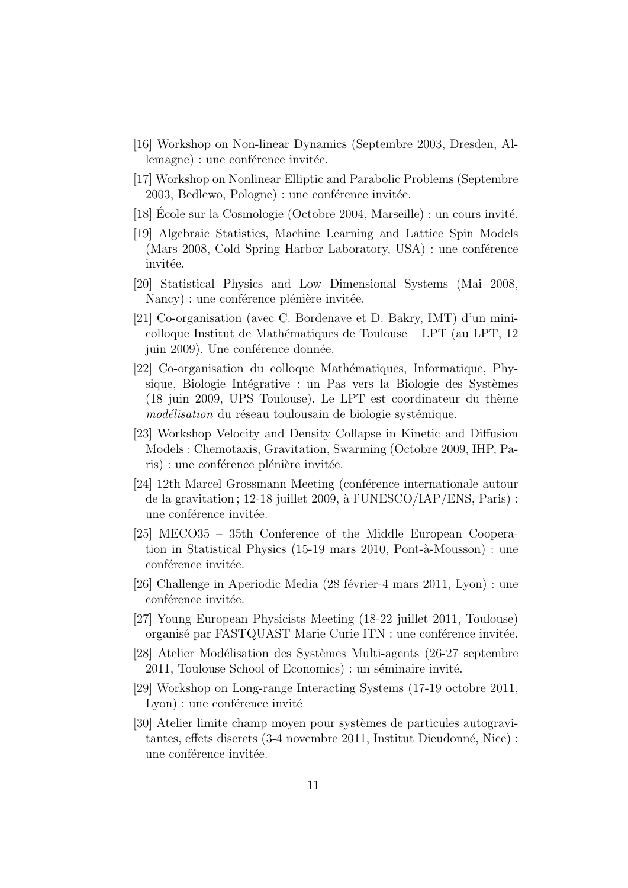[16] Workshop on Non-linear Dynamics (Septembre 2003, Dresden, Allemagne) : une conférence invitée.

[17] Workshop on Nonlinear Elliptic and Parabolic Problems (Septembre 2003, Bedlewo, Pologne) : une conférence invitée.

[18] École sur la Cosmologie (Octobre 2004, Marseille) : un cours invité.

[19] Algebraic Statistics, Machine Learning and Lattice Spin Models (Mars 2008, Cold Spring Harbor Laboratory, USA) : une conférence invitée.

[20] Statistical Physics and Low Dimensional Systems (Mai 2008, Nancy) : une conférence plénière invitée.

[21] Co-organisation (avec C. Bordenave et D. Bakry, IMT) d'un mini-colloque Institut de Mathématiques de Toulouse – LPT (au LPT, 12 juin 2009). Une conférence donnée.

[22] Co-organisation du colloque Mathématiques, Informatique, Physique, Biologie Intégrative : un Pas vers la Biologie des Systèmes (18 juin 2009, UPS Toulouse). Le LPT est coordinateur du thème *modélisation* du réseau toulousain de biologie systémique.

[23] Workshop Velocity and Density Collapse in Kinetic and Diffusion Models : Chemotaxis, Gravitation, Swarming (Octobre 2009, IHP, Paris) : une conférence plénière invitée.

[24] 12th Marcel Grossmann Meeting (conférence internationale autour de la gravitation ; 12-18 juillet 2009, à l'UNESCO/IAP/ENS, Paris) : une conférence invitée.

[25] MECO35 – 35th Conference of the Middle European Cooperation in Statistical Physics (15-19 mars 2010, Pont-à-Mousson) : une conférence invitée.

[26] Challenge in Aperiodic Media (28 février-4 mars 2011, Lyon) : une conférence invitée.

[27] Young European Physicists Meeting (18-22 juillet 2011, Toulouse) organisé par FASTQUAST Marie Curie ITN : une conférence invitée.

[28] Atelier Modélisation des Systèmes Multi-agents (26-27 septembre 2011, Toulouse School of Economics) : un séminaire invité.

[29] Workshop on Long-range Interacting Systems (17-19 octobre 2011, Lyon) : une conférence invité

[30] Atelier limite champ moyen pour systèmes de particules autogravitantes, effets discrets (3-4 novembre 2011, Institut Dieudonné, Nice) : une conférence invitée.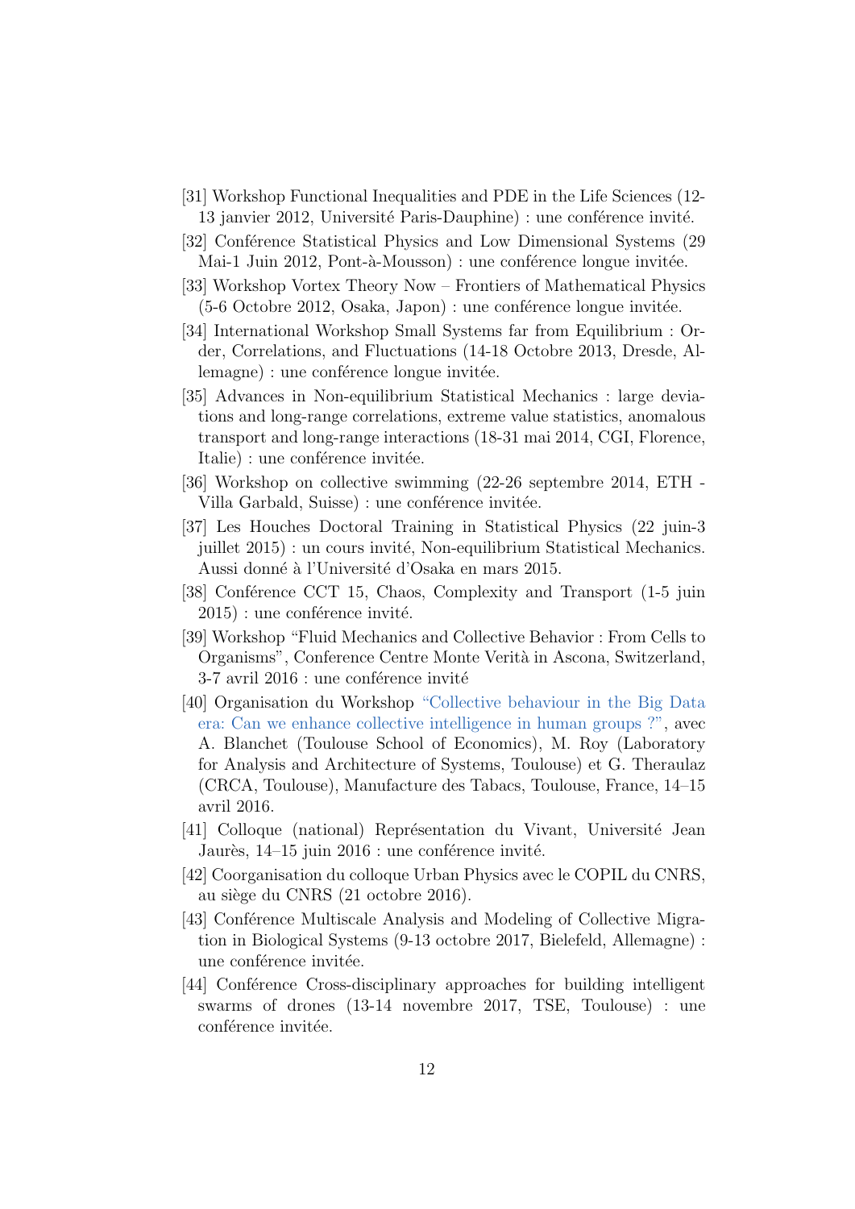[31] Workshop Functional Inequalities and PDE in the Life Sciences (12-13 janvier 2012, Université Paris-Dauphine) : une conférence invité.

[32] Conférence Statistical Physics and Low Dimensional Systems (29 Mai-1 Juin 2012, Pont-à-Mousson) : une conférence longue invitée.

[33] Workshop Vortex Theory Now – Frontiers of Mathematical Physics (5-6 Octobre 2012, Osaka, Japon) : une conférence longue invitée.

[34] International Workshop Small Systems far from Equilibrium : Order, Correlations, and Fluctuations (14-18 Octobre 2013, Dresde, Allemagne) : une conférence longue invitée.

[35] Advances in Non-equilibrium Statistical Mechanics : large deviations and long-range correlations, extreme value statistics, anomalous transport and long-range interactions (18-31 mai 2014, CGI, Florence, Italie) : une conférence invitée.

[36] Workshop on collective swimming (22-26 septembre 2014, ETH - Villa Garbald, Suisse) : une conférence invitée.

[37] Les Houches Doctoral Training in Statistical Physics (22 juin-3 juillet 2015) : un cours invité, Non-equilibrium Statistical Mechanics. Aussi donné à l'Université d'Osaka en mars 2015.

[38] Conférence CCT 15, Chaos, Complexity and Transport (1-5 juin 2015) : une conférence invité.

[39] Workshop "Fluid Mechanics and Collective Behavior : From Cells to Organisms", Conference Centre Monte Verità in Ascona, Switzerland, 3-7 avril 2016 : une conférence invité

[40] Organisation du Workshop "Collective behaviour in the Big Data era: Can we enhance collective intelligence in human groups ?", avec A. Blanchet (Toulouse School of Economics), M. Roy (Laboratory for Analysis and Architecture of Systems, Toulouse) et G. Theraulaz (CRCA, Toulouse), Manufacture des Tabacs, Toulouse, France, 14–15 avril 2016.

[41] Colloque (national) Représentation du Vivant, Université Jean Jaurès, 14–15 juin 2016 : une conférence invité.

[42] Coorganisation du colloque Urban Physics avec le COPIL du CNRS, au siège du CNRS (21 octobre 2016).

[43] Conférence Multiscale Analysis and Modeling of Collective Migration in Biological Systems (9-13 octobre 2017, Bielefeld, Allemagne) : une conférence invitée.

[44] Conférence Cross-disciplinary approaches for building intelligent swarms of drones (13-14 novembre 2017, TSE, Toulouse) : une conférence invitée.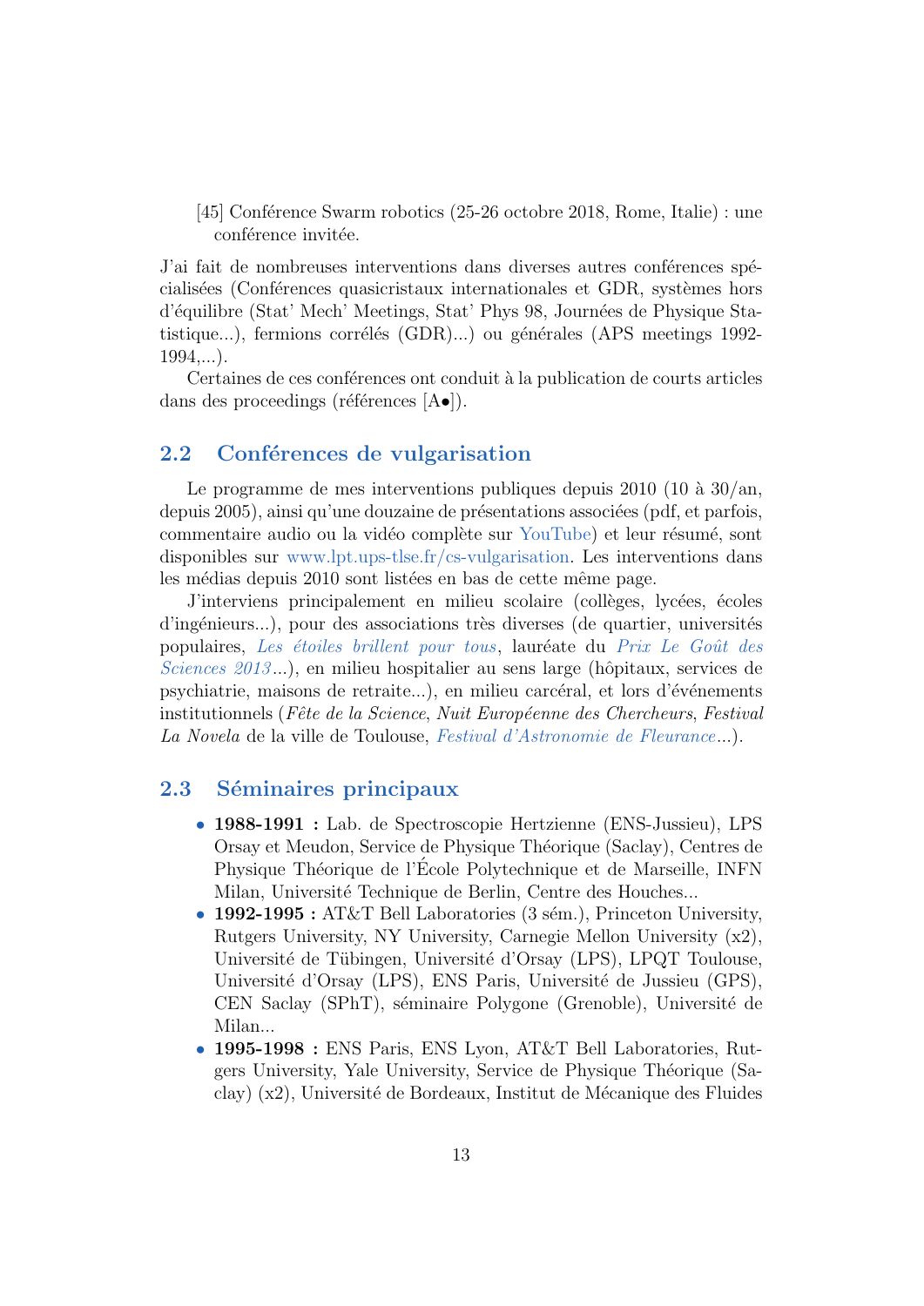[45] Conférence Swarm robotics (25-26 octobre 2018, Rome, Italie) : une conférence invitée.

J'ai fait de nombreuses interventions dans diverses autres conférences spécialisées (Conférences quasicristaux internationales et GDR, systèmes hors d'équilibre (Stat' Mech' Meetings, Stat' Phys 98, Journées de Physique Statistique...), fermions corrélés (GDR)...) ou générales (APS meetings 1992-1994,...).

Certaines de ces conférences ont conduit à la publication de courts articles dans des proceedings (références [A•]).

## 2.2 Conférences de vulgarisation

Le programme de mes interventions publiques depuis 2010 (10 à 30/an, depuis 2005), ainsi qu'une douzaine de présentations associées (pdf, et parfois, commentaire audio ou la vidéo complète sur YouTube) et leur résumé, sont disponibles sur www.lpt.ups-tlse.fr/cs-vulgarisation. Les interventions dans les médias depuis 2010 sont listées en bas de cette même page.

J'interviens principalement en milieu scolaire (collèges, lycées, écoles d'ingénieurs...), pour des associations très diverses (de quartier, universités populaires, *Les étoiles brillent pour tous*, lauréate du *Prix Le Goût des Sciences 2013*...), en milieu hospitalier au sens large (hôpitaux, services de psychiatrie, maisons de retraite...), en milieu carcéral, et lors d'événements institutionnels (*Fête de la Science*, *Nuit Européenne des Chercheurs*, *Festival La Novela* de la ville de Toulouse, *Festival d'Astronomie de Fleurance*...).

## 2.3 Séminaires principaux

- **1988-1991 :** Lab. de Spectroscopie Hertzienne (ENS-Jussieu), LPS Orsay et Meudon, Service de Physique Théorique (Saclay), Centres de Physique Théorique de l'École Polytechnique et de Marseille, INFN Milan, Université Technique de Berlin, Centre des Houches...
- **1992-1995 :** AT&T Bell Laboratories (3 sém.), Princeton University, Rutgers University, NY University, Carnegie Mellon University (x2), Université de Tübingen, Université d'Orsay (LPS), LPQT Toulouse, Université d'Orsay (LPS), ENS Paris, Université de Jussieu (GPS), CEN Saclay (SPhT), séminaire Polygone (Grenoble), Université de Milan...
- **1995-1998 :** ENS Paris, ENS Lyon, AT&T Bell Laboratories, Rutgers University, Yale University, Service de Physique Théorique (Saclay) (x2), Université de Bordeaux, Institut de Mécanique des Fluides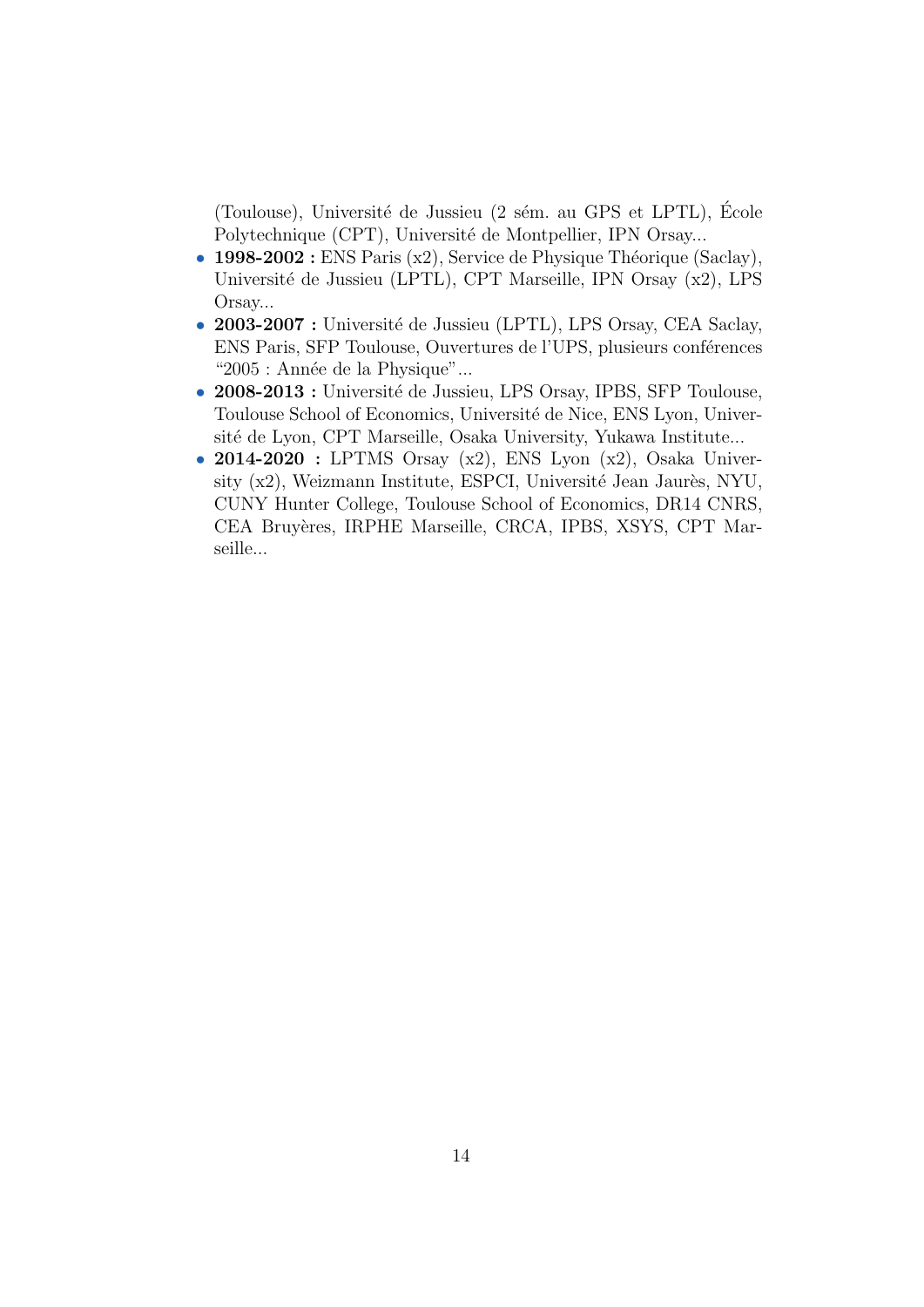(Toulouse), Université de Jussieu (2 sém. au GPS et LPTL), École Polytechnique (CPT), Université de Montpellier, IPN Orsay...

- **1998-2002 :** ENS Paris (x2), Service de Physique Théorique (Saclay), Université de Jussieu (LPTL), CPT Marseille, IPN Orsay (x2), LPS Orsay...
- **2003-2007 :** Université de Jussieu (LPTL), LPS Orsay, CEA Saclay, ENS Paris, SFP Toulouse, Ouvertures de l'UPS, plusieurs conférences "2005 : Année de la Physique"...
- **2008-2013 :** Université de Jussieu, LPS Orsay, IPBS, SFP Toulouse, Toulouse School of Economics, Université de Nice, ENS Lyon, Université de Lyon, CPT Marseille, Osaka University, Yukawa Institute...
- **2014-2020 :** LPTMS Orsay (x2), ENS Lyon (x2), Osaka University (x2), Weizmann Institute, ESPCI, Université Jean Jaurès, NYU, CUNY Hunter College, Toulouse School of Economics, DR14 CNRS, CEA Bruyères, IRPHE Marseille, CRCA, IPBS, XSYS, CPT Marseille...